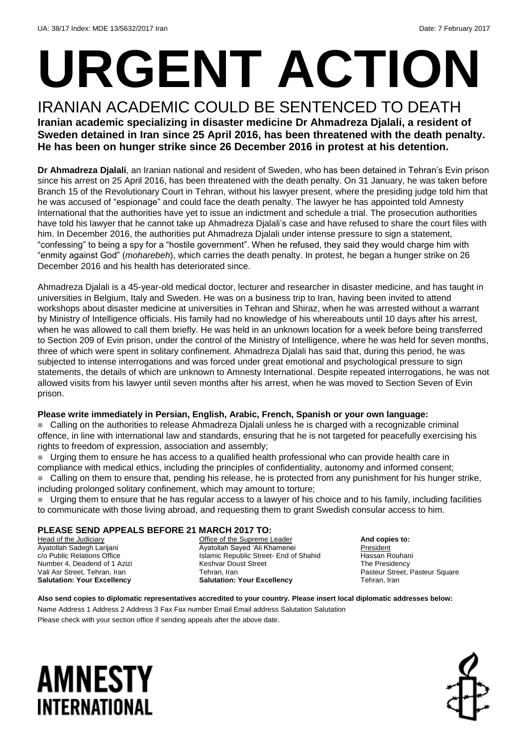UA: 38/17 Index: MDE 13/5632/2017 Iran Date: 7 February 2017

# URGENT ACTION

## IRANIAN ACADEMIC COULD BE SENTENCED TO DEATH

**Iranian academic specializing in disaster medicine Dr Ahmadreza Djalali, a resident of Sweden detained in Iran since 25 April 2016, has been threatened with the death penalty. He has been on hunger strike since 26 December 2016 in protest at his detention.**

**Dr Ahmadreza Djalali**, an Iranian national and resident of Sweden, who has been detained in Tehran's Evin prison since his arrest on 25 April 2016, has been threatened with the death penalty. On 31 January, he was taken before Branch 15 of the Revolutionary Court in Tehran, without his lawyer present, where the presiding judge told him that he was accused of "espionage" and could face the death penalty. The lawyer he has appointed told Amnesty International that the authorities have yet to issue an indictment and schedule a trial. The prosecution authorities have told his lawyer that he cannot take up Ahmadreza Djalali's case and have refused to share the court files with him. In December 2016, the authorities put Ahmadreza Djalali under intense pressure to sign a statement, "confessing" to being a spy for a "hostile government". When he refused, they said they would charge him with "enmity against God" (*moharebeh*), which carries the death penalty. In protest, he began a hunger strike on 26 December 2016 and his health has deteriorated since.

Ahmadreza Djalali is a 45-year-old medical doctor, lecturer and researcher in disaster medicine, and has taught in universities in Belgium, Italy and Sweden. He was on a business trip to Iran, having been invited to attend workshops about disaster medicine at universities in Tehran and Shiraz, when he was arrested without a warrant by Ministry of Intelligence officials. His family had no knowledge of his whereabouts until 10 days after his arrest, when he was allowed to call them briefly. He was held in an unknown location for a week before being transferred to Section 209 of Evin prison, under the control of the Ministry of Intelligence, where he was held for seven months, three of which were spent in solitary confinement. Ahmadreza Djalali has said that, during this period, he was subjected to intense interrogations and was forced under great emotional and psychological pressure to sign statements, the details of which are unknown to Amnesty International. Despite repeated interrogations, he was not allowed visits from his lawyer until seven months after his arrest, when he was moved to Section Seven of Evin prison.

**Please write immediately in Persian, English, Arabic, French, Spanish or your own language:**

- Calling on the authorities to release Ahmadreza Djalali unless he is charged with a recognizable criminal offence, in line with international law and standards, ensuring that he is not targeted for peacefully exercising his rights to freedom of expression, association and assembly;
- Urging them to ensure he has access to a qualified health professional who can provide health care in compliance with medical ethics, including the principles of confidentiality, autonomy and informed consent;
- Calling on them to ensure that, pending his release, he is protected from any punishment for his hunger strike, including prolonged solitary confinement, which may amount to torture;
- Urging them to ensure that he has regular access to a lawyer of his choice and to his family, including facilities to communicate with those living abroad, and requesting them to grant Swedish consular access to him.

**PLEASE SEND APPEALS BEFORE 21 MARCH 2017 TO:**

Head of the Judiciary
Ayatollah Sadegh Larijani
c/o Public Relations Office
Number 4, Deadend of 1 Azizi
Vali Asr Street, Tehran, Iran
**Salutation: Your Excellency**

Office of the Supreme Leader
Ayatollah Sayed 'Ali Khamenei
Islamic Republic Street- End of Shahid
Keshvar Doust Street
Tehran, Iran
**Salutation: Your Excellency**

**And copies to:**
President
Hassan Rouhani
The Presidency
Pasteur Street, Pasteur Square
Tehran, Iran

**Also send copies to diplomatic representatives accredited to your country. Please insert local diplomatic addresses below:**

Name Address 1 Address 2 Address 3 Fax Fax number Email Email address Salutation Salutation

Please check with your section office if sending appeals after the above date.

AMNESTY INTERNATIONAL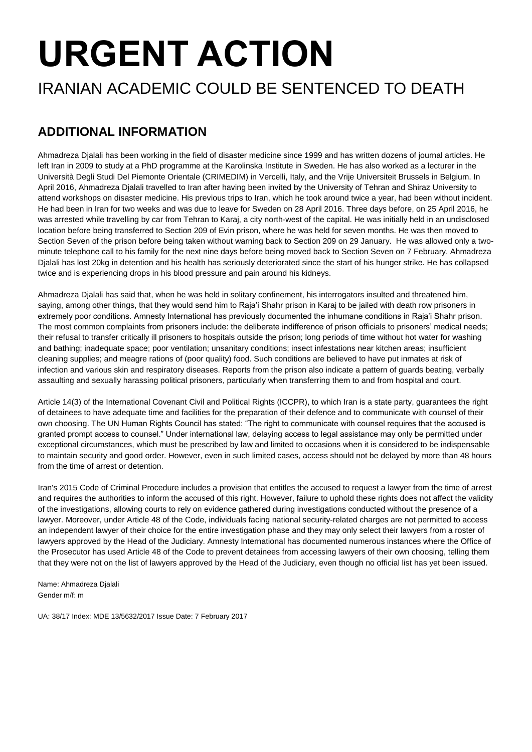# URGENT ACTION

IRANIAN ACADEMIC COULD BE SENTENCED TO DEATH

## ADDITIONAL INFORMATION

Ahmadreza Djalali has been working in the field of disaster medicine since 1999 and has written dozens of journal articles. He left Iran in 2009 to study at a PhD programme at the Karolinska Institute in Sweden. He has also worked as a lecturer in the Università Degli Studi Del Piemonte Orientale (CRIMEDIM) in Vercelli, Italy, and the Vrije Universiteit Brussels in Belgium. In April 2016, Ahmadreza Djalali travelled to Iran after having been invited by the University of Tehran and Shiraz University to attend workshops on disaster medicine. His previous trips to Iran, which he took around twice a year, had been without incident. He had been in Iran for two weeks and was due to leave for Sweden on 28 April 2016. Three days before, on 25 April 2016, he was arrested while travelling by car from Tehran to Karaj, a city north-west of the capital. He was initially held in an undisclosed location before being transferred to Section 209 of Evin prison, where he was held for seven months. He was then moved to Section Seven of the prison before being taken without warning back to Section 209 on 29 January. He was allowed only a two-minute telephone call to his family for the next nine days before being moved back to Section Seven on 7 February. Ahmadreza Djalali has lost 20kg in detention and his health has seriously deteriorated since the start of his hunger strike. He has collapsed twice and is experiencing drops in his blood pressure and pain around his kidneys.

Ahmadreza Djalali has said that, when he was held in solitary confinement, his interrogators insulted and threatened him, saying, among other things, that they would send him to Raja'i Shahr prison in Karaj to be jailed with death row prisoners in extremely poor conditions. Amnesty International has previously documented the inhumane conditions in Raja'i Shahr prison. The most common complaints from prisoners include: the deliberate indifference of prison officials to prisoners' medical needs; their refusal to transfer critically ill prisoners to hospitals outside the prison; long periods of time without hot water for washing and bathing; inadequate space; poor ventilation; unsanitary conditions; insect infestations near kitchen areas; insufficient cleaning supplies; and meagre rations of (poor quality) food. Such conditions are believed to have put inmates at risk of infection and various skin and respiratory diseases. Reports from the prison also indicate a pattern of guards beating, verbally assaulting and sexually harassing political prisoners, particularly when transferring them to and from hospital and court.

Article 14(3) of the International Covenant Civil and Political Rights (ICCPR), to which Iran is a state party, guarantees the right of detainees to have adequate time and facilities for the preparation of their defence and to communicate with counsel of their own choosing. The UN Human Rights Council has stated: "The right to communicate with counsel requires that the accused is granted prompt access to counsel." Under international law, delaying access to legal assistance may only be permitted under exceptional circumstances, which must be prescribed by law and limited to occasions when it is considered to be indispensable to maintain security and good order. However, even in such limited cases, access should not be delayed by more than 48 hours from the time of arrest or detention.

Iran's 2015 Code of Criminal Procedure includes a provision that entitles the accused to request a lawyer from the time of arrest and requires the authorities to inform the accused of this right. However, failure to uphold these rights does not affect the validity of the investigations, allowing courts to rely on evidence gathered during investigations conducted without the presence of a lawyer. Moreover, under Article 48 of the Code, individuals facing national security-related charges are not permitted to access an independent lawyer of their choice for the entire investigation phase and they may only select their lawyers from a roster of lawyers approved by the Head of the Judiciary. Amnesty International has documented numerous instances where the Office of the Prosecutor has used Article 48 of the Code to prevent detainees from accessing lawyers of their own choosing, telling them that they were not on the list of lawyers approved by the Head of the Judiciary, even though no official list has yet been issued.

Name: Ahmadreza Djalali
Gender m/f: m

UA: 38/17 Index: MDE 13/5632/2017 Issue Date: 7 February 2017